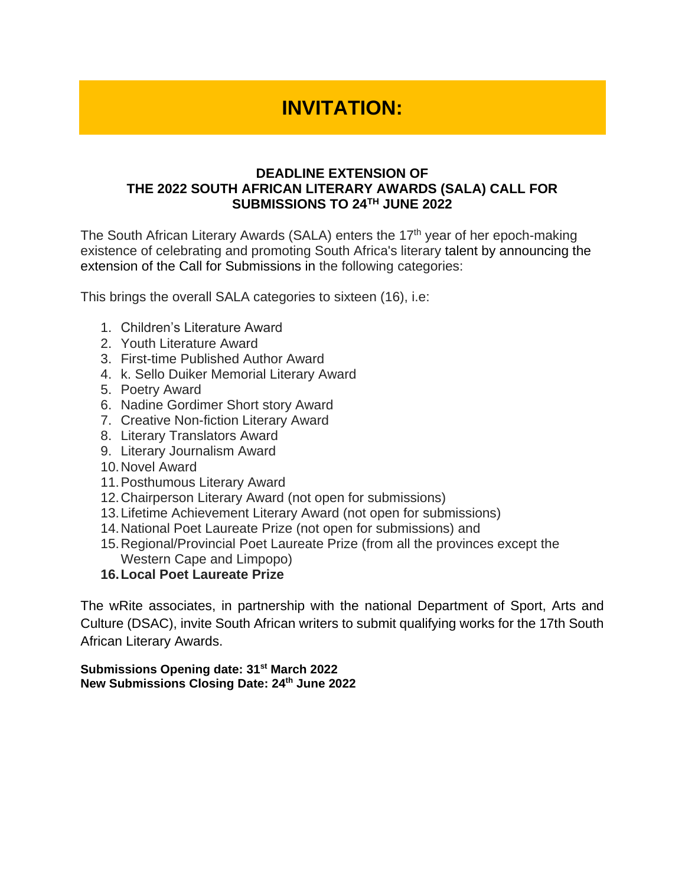# INVITATION:

**DEADLINE EXTENSION OF**
**THE 2022 SOUTH AFRICAN LITERARY AWARDS (SALA) CALL FOR SUBMISSIONS TO 24TH JUNE 2022**

The South African Literary Awards (SALA) enters the 17th year of her epoch-making existence of celebrating and promoting South Africa's literary talent by announcing the extension of the Call for Submissions in the following categories:

This brings the overall SALA categories to sixteen (16), i.e:

1. Children's Literature Award
2. Youth Literature Award
3. First-time Published Author Award
4. k. Sello Duiker Memorial Literary Award
5. Poetry Award
6. Nadine Gordimer Short story Award
7. Creative Non-fiction Literary Award
8. Literary Translators Award
9. Literary Journalism Award
10. Novel Award
11. Posthumous Literary Award
12. Chairperson Literary Award (not open for submissions)
13. Lifetime Achievement Literary Award (not open for submissions)
14. National Poet Laureate Prize (not open for submissions) and
15. Regional/Provincial Poet Laureate Prize (from all the provinces except the Western Cape and Limpopo)
16. **Local Poet Laureate Prize**

The wRite associates, in partnership with the national Department of Sport, Arts and Culture (DSAC), invite South African writers to submit qualifying works for the 17th South African Literary Awards.

**Submissions Opening date: 31st March 2022**
**New Submissions Closing Date: 24th June 2022**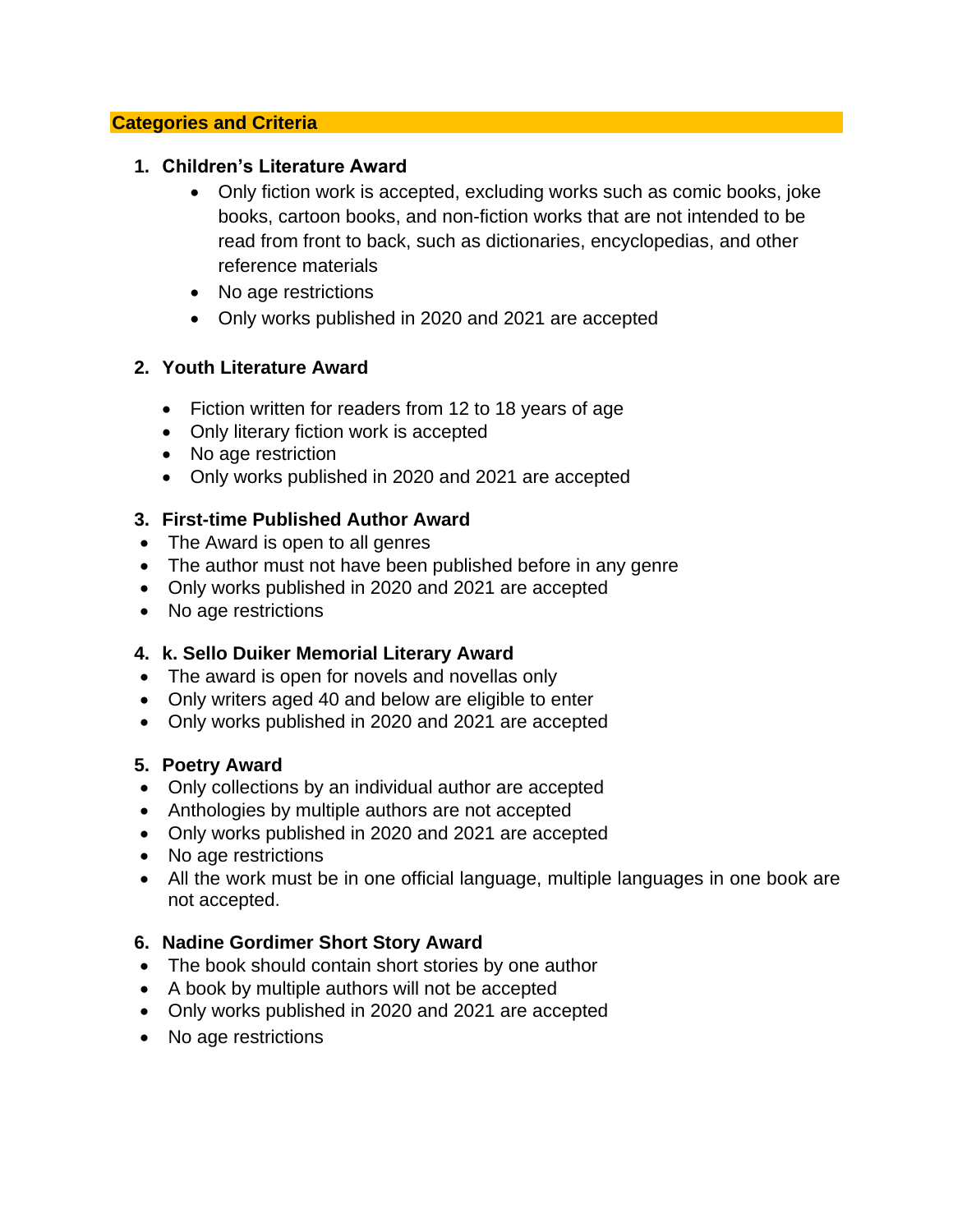## Categories and Criteria

### 1. Children's Literature Award

- Only fiction work is accepted, excluding works such as comic books, joke books, cartoon books, and non-fiction works that are not intended to be read from front to back, such as dictionaries, encyclopedias, and other reference materials
- No age restrictions
- Only works published in 2020 and 2021 are accepted

### 2. Youth Literature Award

- Fiction written for readers from 12 to 18 years of age
- Only literary fiction work is accepted
- No age restriction
- Only works published in 2020 and 2021 are accepted

### 3. First-time Published Author Award

- The Award is open to all genres
- The author must not have been published before in any genre
- Only works published in 2020 and 2021 are accepted
- No age restrictions

### 4. k. Sello Duiker Memorial Literary Award

- The award is open for novels and novellas only
- Only writers aged 40 and below are eligible to enter
- Only works published in 2020 and 2021 are accepted

### 5. Poetry Award

- Only collections by an individual author are accepted
- Anthologies by multiple authors are not accepted
- Only works published in 2020 and 2021 are accepted
- No age restrictions
- All the work must be in one official language, multiple languages in one book are not accepted.

### 6. Nadine Gordimer Short Story Award

- The book should contain short stories by one author
- A book by multiple authors will not be accepted
- Only works published in 2020 and 2021 are accepted
- No age restrictions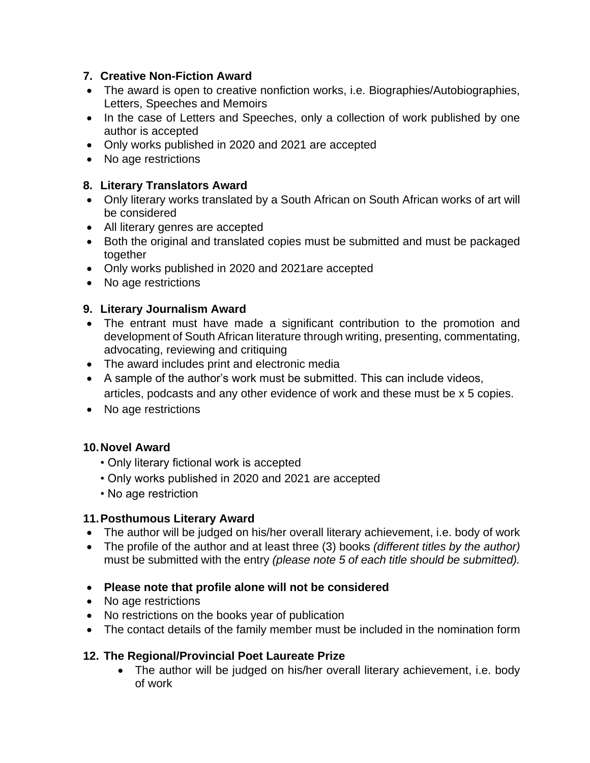### 7. Creative Non-Fiction Award

- The award is open to creative nonfiction works, i.e. Biographies/Autobiographies, Letters, Speeches and Memoirs
- In the case of Letters and Speeches, only a collection of work published by one author is accepted
- Only works published in 2020 and 2021 are accepted
- No age restrictions

### 8. Literary Translators Award

- Only literary works translated by a South African on South African works of art will be considered
- All literary genres are accepted
- Both the original and translated copies must be submitted and must be packaged together
- Only works published in 2020 and 2021are accepted
- No age restrictions

### 9. Literary Journalism Award

- The entrant must have made a significant contribution to the promotion and development of South African literature through writing, presenting, commentating, advocating, reviewing and critiquing
- The award includes print and electronic media
- A sample of the author's work must be submitted. This can include videos, articles, podcasts and any other evidence of work and these must be x 5 copies.
- No age restrictions

### 10. Novel Award

- Only literary fictional work is accepted
- Only works published in 2020 and 2021 are accepted
- No age restriction

### 11. Posthumous Literary Award

- The author will be judged on his/her overall literary achievement, i.e. body of work
- The profile of the author and at least three (3) books *(different titles by the author)* must be submitted with the entry *(please note 5 of each title should be submitted).*
- **Please note that profile alone will not be considered**
- No age restrictions
- No restrictions on the books year of publication
- The contact details of the family member must be included in the nomination form

### 12. The Regional/Provincial Poet Laureate Prize

- The author will be judged on his/her overall literary achievement, i.e. body of work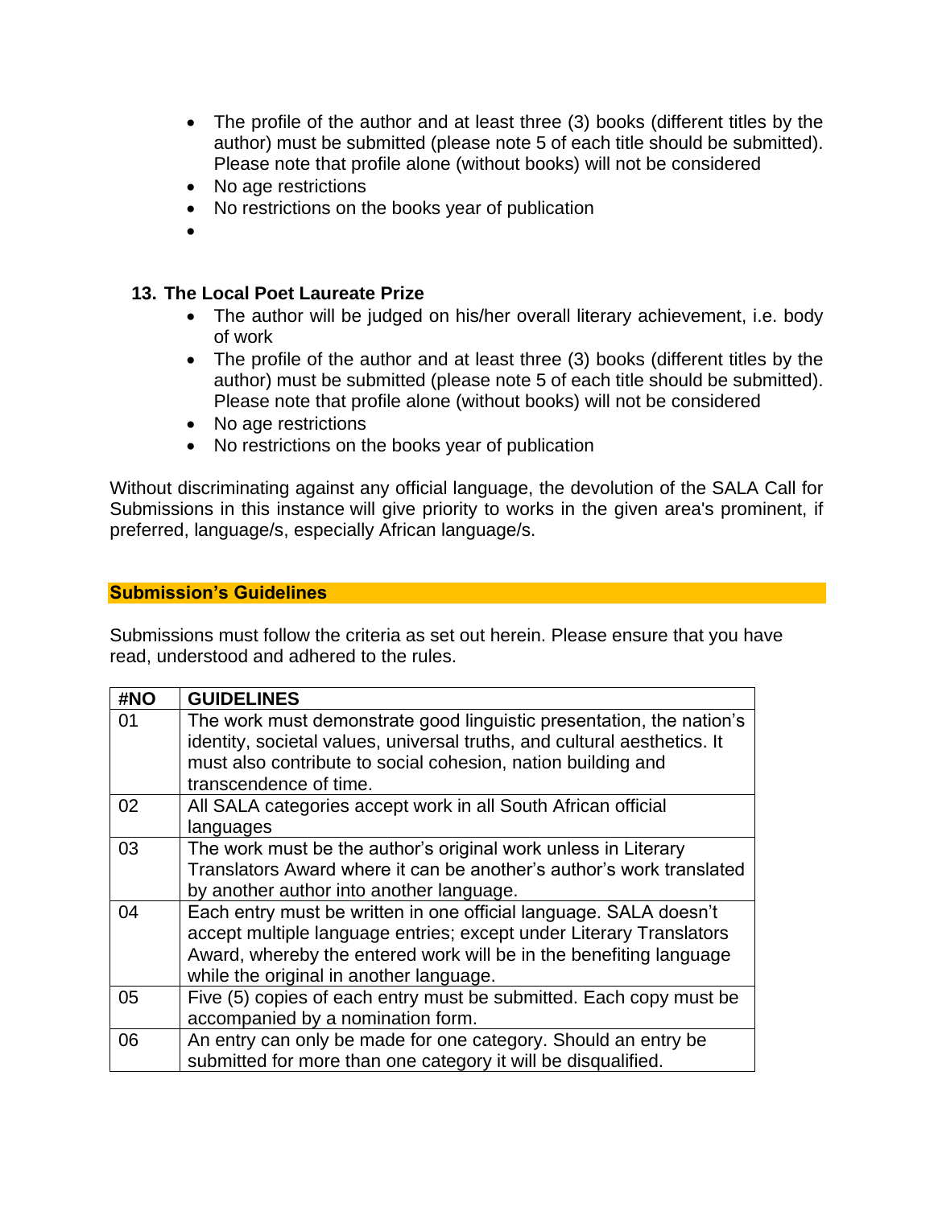- The profile of the author and at least three (3) books (different titles by the author) must be submitted (please note 5 of each title should be submitted). Please note that profile alone (without books) will not be considered
- No age restrictions
- No restrictions on the books year of publication
- 

**13. The Local Poet Laureate Prize**

- The author will be judged on his/her overall literary achievement, i.e. body of work
- The profile of the author and at least three (3) books (different titles by the author) must be submitted (please note 5 of each title should be submitted). Please note that profile alone (without books) will not be considered
- No age restrictions
- No restrictions on the books year of publication

Without discriminating against any official language, the devolution of the SALA Call for Submissions in this instance will give priority to works in the given area's prominent, if preferred, language/s, especially African language/s.

## Submission's Guidelines

Submissions must follow the criteria as set out herein. Please ensure that you have read, understood and adhered to the rules.

| #NO | GUIDELINES |
|---|---|
| 01 | The work must demonstrate good linguistic presentation, the nation's identity, societal values, universal truths, and cultural aesthetics. It must also contribute to social cohesion, nation building and transcendence of time. |
| 02 | All SALA categories accept work in all South African official languages |
| 03 | The work must be the author's original work unless in Literary Translators Award where it can be another's author's work translated by another author into another language. |
| 04 | Each entry must be written in one official language. SALA doesn't accept multiple language entries; except under Literary Translators Award, whereby the entered work will be in the benefiting language while the original in another language. |
| 05 | Five (5) copies of each entry must be submitted. Each copy must be accompanied by a nomination form. |
| 06 | An entry can only be made for one category. Should an entry be submitted for more than one category it will be disqualified. |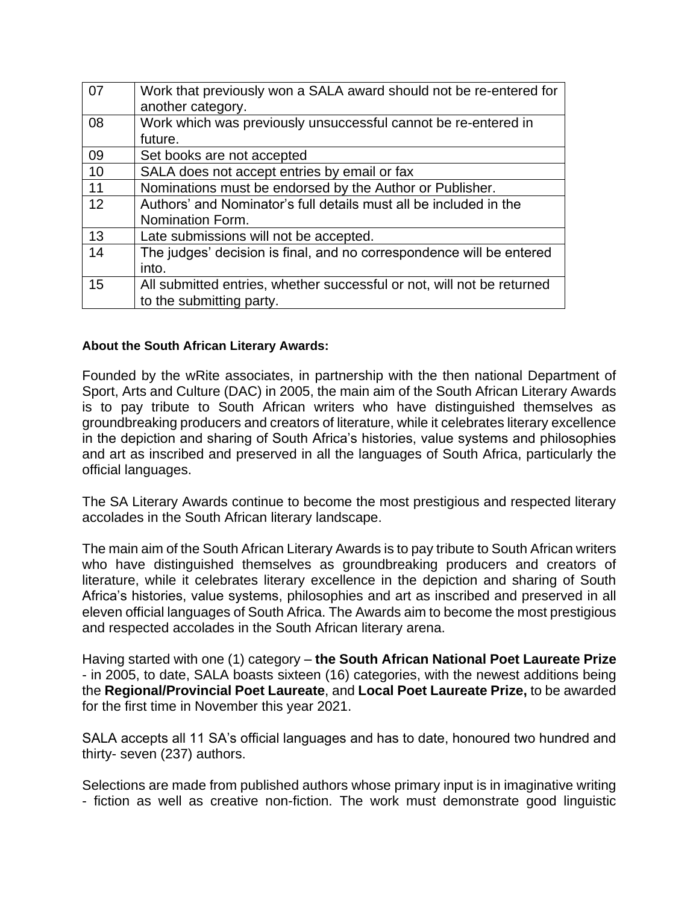| 07 | Work that previously won a SALA award should not be re-entered for another category. |
|---|---|
| 08 | Work which was previously unsuccessful cannot be re-entered in future. |
| 09 | Set books are not accepted |
| 10 | SALA does not accept entries by email or fax |
| 11 | Nominations must be endorsed by the Author or Publisher. |
| 12 | Authors' and Nominator's full details must all be included in the Nomination Form. |
| 13 | Late submissions will not be accepted. |
| 14 | The judges' decision is final, and no correspondence will be entered into. |
| 15 | All submitted entries, whether successful or not, will not be returned to the submitting party. |

**About the South African Literary Awards:**

Founded by the wRite associates, in partnership with the then national Department of Sport, Arts and Culture (DAC) in 2005, the main aim of the South African Literary Awards is to pay tribute to South African writers who have distinguished themselves as groundbreaking producers and creators of literature, while it celebrates literary excellence in the depiction and sharing of South Africa's histories, value systems and philosophies and art as inscribed and preserved in all the languages of South Africa, particularly the official languages.

The SA Literary Awards continue to become the most prestigious and respected literary accolades in the South African literary landscape.

The main aim of the South African Literary Awards is to pay tribute to South African writers who have distinguished themselves as groundbreaking producers and creators of literature, while it celebrates literary excellence in the depiction and sharing of South Africa's histories, value systems, philosophies and art as inscribed and preserved in all eleven official languages of South Africa. The Awards aim to become the most prestigious and respected accolades in the South African literary arena.

Having started with one (1) category – **the South African National Poet Laureate Prize** - in 2005, to date, SALA boasts sixteen (16) categories, with the newest additions being the **Regional/Provincial Poet Laureate**, and **Local Poet Laureate Prize,** to be awarded for the first time in November this year 2021.

SALA accepts all 11 SA's official languages and has to date, honoured two hundred and thirty- seven (237) authors.

Selections are made from published authors whose primary input is in imaginative writing - fiction as well as creative non-fiction. The work must demonstrate good linguistic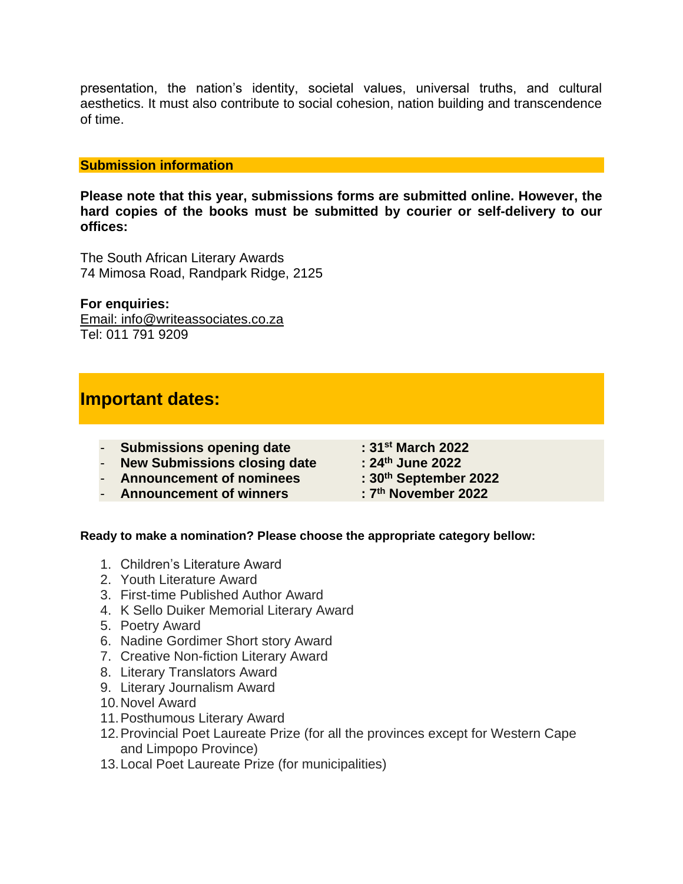presentation, the nation's identity, societal values, universal truths, and cultural aesthetics. It must also contribute to social cohesion, nation building and transcendence of time.

## Submission information

**Please note that this year, submissions forms are submitted online. However, the hard copies of the books must be submitted by courier or self-delivery to our offices:**

The South African Literary Awards
74 Mimosa Road, Randpark Ridge, 2125

**For enquiries:**
Email: info@writeassociates.co.za
Tel: 011 791 9209

## Important dates:

- **Submissions opening date : 31st March 2022**
- **New Submissions closing date : 24th June 2022**
- **Announcement of nominees : 30th September 2022**
- **Announcement of winners : 7th November 2022**

**Ready to make a nomination? Please choose the appropriate category bellow:**

1. Children's Literature Award
2. Youth Literature Award
3. First-time Published Author Award
4. K Sello Duiker Memorial Literary Award
5. Poetry Award
6. Nadine Gordimer Short story Award
7. Creative Non-fiction Literary Award
8. Literary Translators Award
9. Literary Journalism Award
10. Novel Award
11. Posthumous Literary Award
12. Provincial Poet Laureate Prize (for all the provinces except for Western Cape and Limpopo Province)
13. Local Poet Laureate Prize (for municipalities)